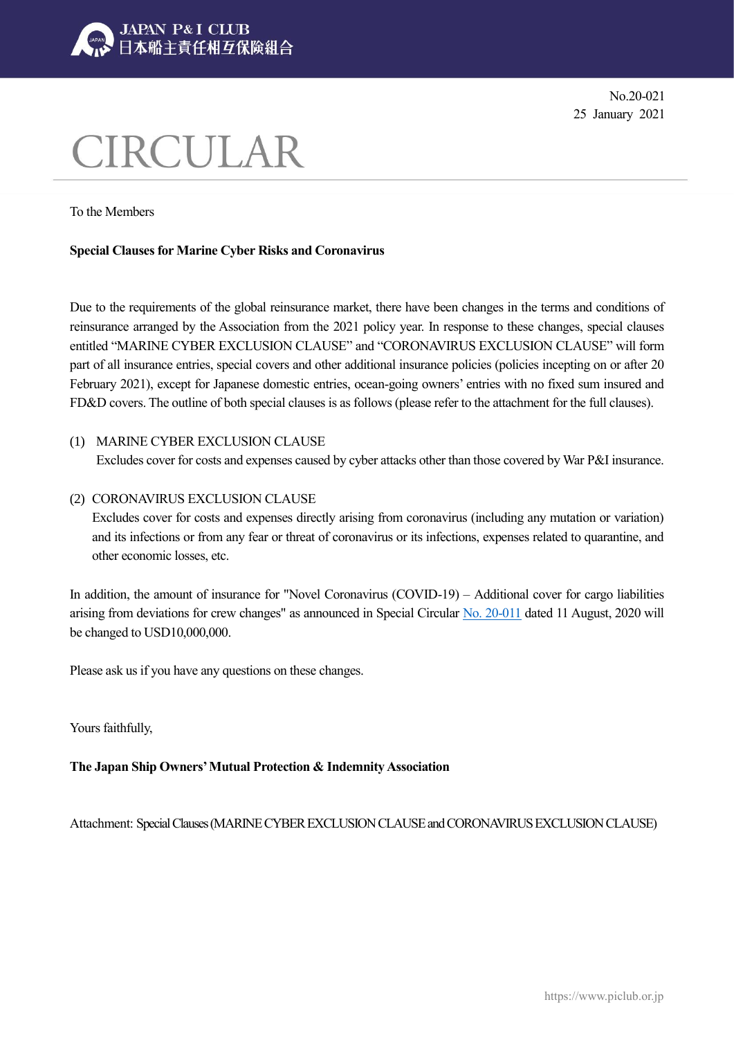JAPAN P&I CLUB
日本船主責任相互保険組合

No.20-021
25 January 2021

# CIRCULAR

To the Members

**Special Clauses for Marine Cyber Risks and Coronavirus**

Due to the requirements of the global reinsurance market, there have been changes in the terms and conditions of reinsurance arranged by the Association from the 2021 policy year. In response to these changes, special clauses entitled "MARINE CYBER EXCLUSION CLAUSE" and "CORONAVIRUS EXCLUSION CLAUSE" will form part of all insurance entries, special covers and other additional insurance policies (policies incepting on or after 20 February 2021), except for Japanese domestic entries, ocean-going owners' entries with no fixed sum insured and FD&D covers. The outline of both special clauses is as follows (please refer to the attachment for the full clauses).

(1) MARINE CYBER EXCLUSION CLAUSE
Excludes cover for costs and expenses caused by cyber attacks other than those covered by War P&I insurance.

(2) CORONAVIRUS EXCLUSION CLAUSE
Excludes cover for costs and expenses directly arising from coronavirus (including any mutation or variation) and its infections or from any fear or threat of coronavirus or its infections, expenses related to quarantine, and other economic losses, etc.

In addition, the amount of insurance for "Novel Coronavirus (COVID-19) – Additional cover for cargo liabilities arising from deviations for crew changes" as announced in Special Circular No. 20-011 dated 11 August, 2020 will be changed to USD10,000,000.

Please ask us if you have any questions on these changes.

Yours faithfully,

**The Japan Ship Owners' Mutual Protection & Indemnity Association**

Attachment: Special Clauses (MARINE CYBER EXCLUSION CLAUSE and CORONAVIRUS EXCLUSION CLAUSE)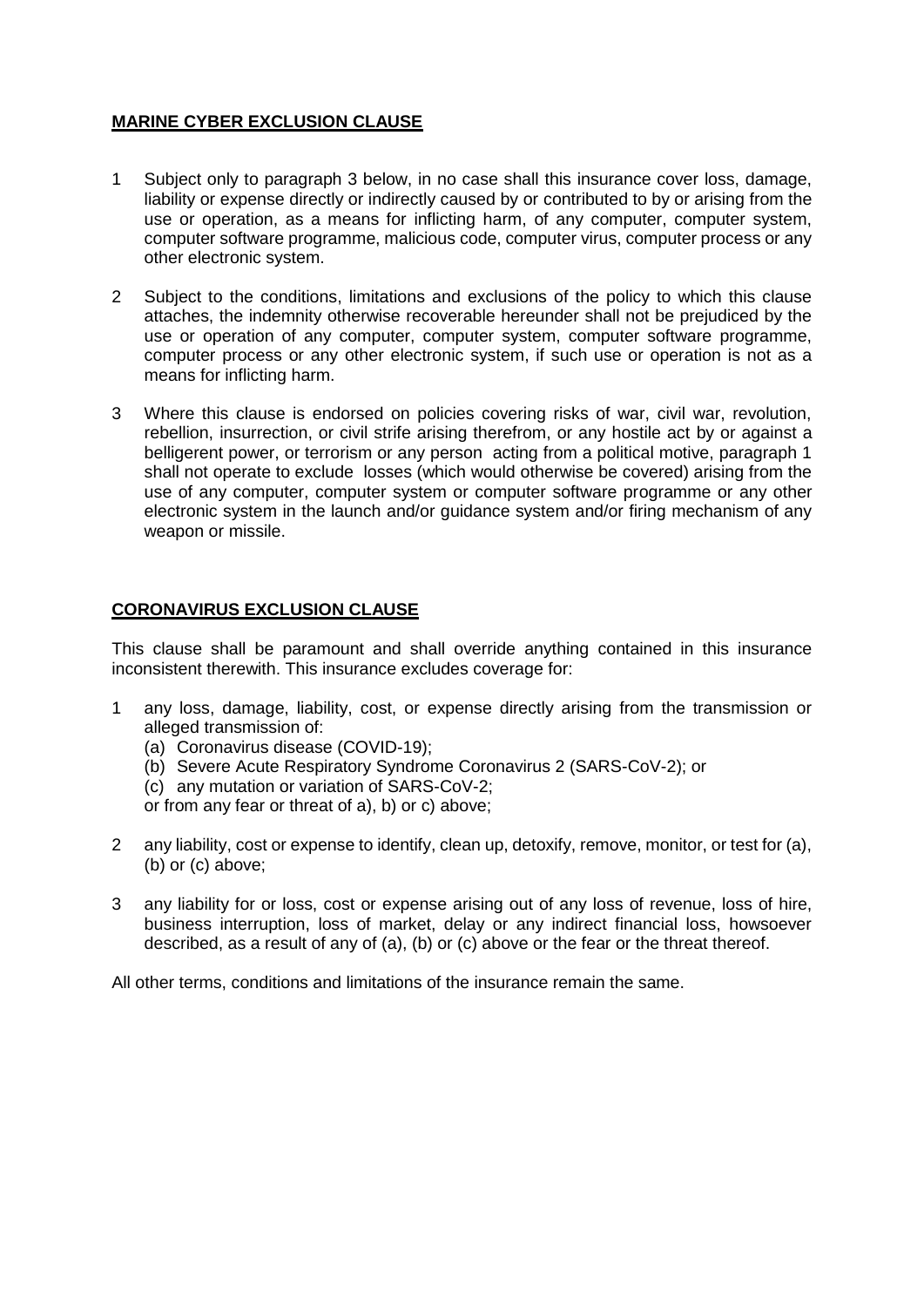## MARINE CYBER EXCLUSION CLAUSE

1 Subject only to paragraph 3 below, in no case shall this insurance cover loss, damage, liability or expense directly or indirectly caused by or contributed to by or arising from the use or operation, as a means for inflicting harm, of any computer, computer system, computer software programme, malicious code, computer virus, computer process or any other electronic system.

2 Subject to the conditions, limitations and exclusions of the policy to which this clause attaches, the indemnity otherwise recoverable hereunder shall not be prejudiced by the use or operation of any computer, computer system, computer software programme, computer process or any other electronic system, if such use or operation is not as a means for inflicting harm.

3 Where this clause is endorsed on policies covering risks of war, civil war, revolution, rebellion, insurrection, or civil strife arising therefrom, or any hostile act by or against a belligerent power, or terrorism or any person acting from a political motive, paragraph 1 shall not operate to exclude losses (which would otherwise be covered) arising from the use of any computer, computer system or computer software programme or any other electronic system in the launch and/or guidance system and/or firing mechanism of any weapon or missile.

## CORONAVIRUS EXCLUSION CLAUSE

This clause shall be paramount and shall override anything contained in this insurance inconsistent therewith. This insurance excludes coverage for:

1 any loss, damage, liability, cost, or expense directly arising from the transmission or alleged transmission of:
   (a) Coronavirus disease (COVID-19);
   (b) Severe Acute Respiratory Syndrome Coronavirus 2 (SARS-CoV-2); or
   (c) any mutation or variation of SARS-CoV-2;
   or from any fear or threat of a), b) or c) above;

2 any liability, cost or expense to identify, clean up, detoxify, remove, monitor, or test for (a), (b) or (c) above;

3 any liability for or loss, cost or expense arising out of any loss of revenue, loss of hire, business interruption, loss of market, delay or any indirect financial loss, howsoever described, as a result of any of (a), (b) or (c) above or the fear or the threat thereof.

All other terms, conditions and limitations of the insurance remain the same.